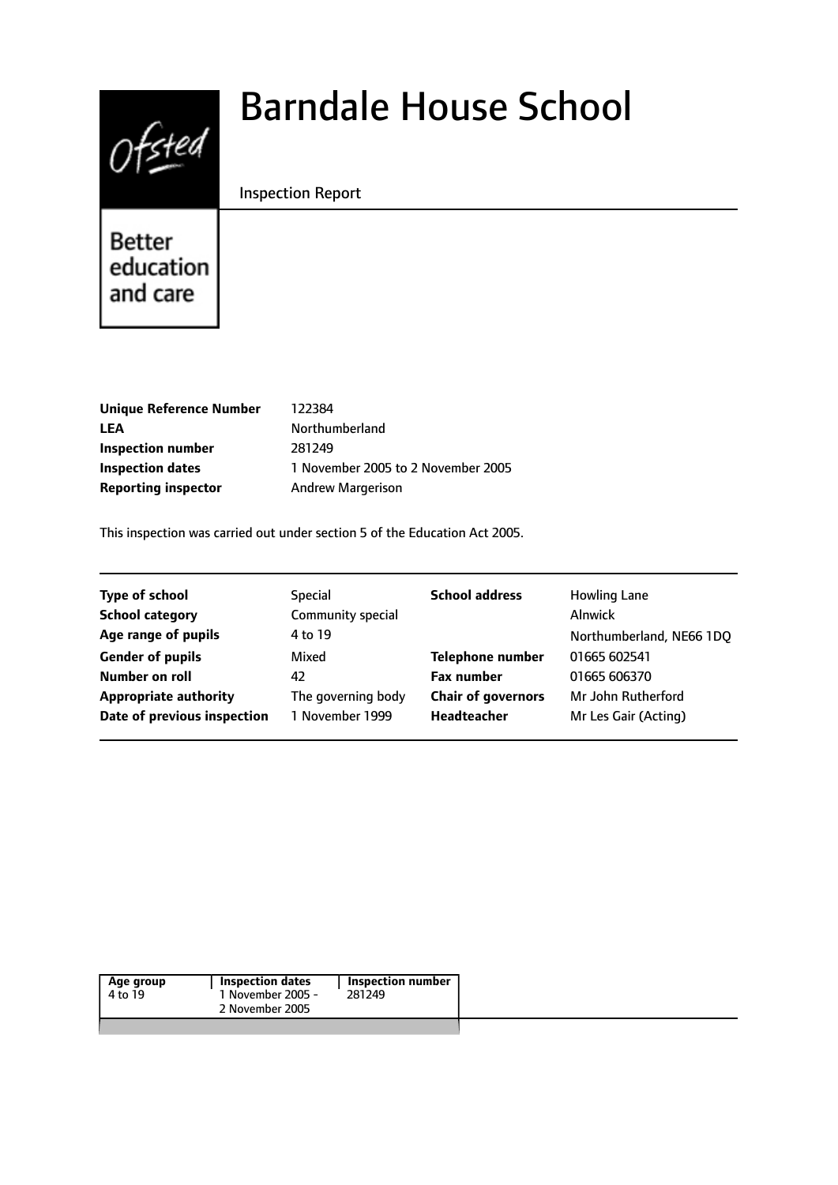Ofsted

Better education and care

# Barndale House School

Inspection Report

| | |
|---|---|
| **Unique Reference Number** | 122384 |
| **LEA** | Northumberland |
| **Inspection number** | 281249 |
| **Inspection dates** | 1 November 2005 to 2 November 2005 |
| **Reporting inspector** | Andrew Margerison |

This inspection was carried out under section 5 of the Education Act 2005.

| | | | |
|---|---|---|---|
| **Type of school** | Special | **School address** | Howling Lane |
| **School category** | Community special | | Alnwick |
| **Age range of pupils** | 4 to 19 | | Northumberland, NE66 1DQ |
| **Gender of pupils** | Mixed | **Telephone number** | 01665 602541 |
| **Number on roll** | 42 | **Fax number** | 01665 606370 |
| **Appropriate authority** | The governing body | **Chair of governors** | Mr John Rutherford |
| **Date of previous inspection** | 1 November 1999 | **Headteacher** | Mr Les Gair (Acting) |

| Age group | Inspection dates | Inspection number |
|---|---|---|
| 4 to 19 | 1 November 2005 - 2 November 2005 | 281249 |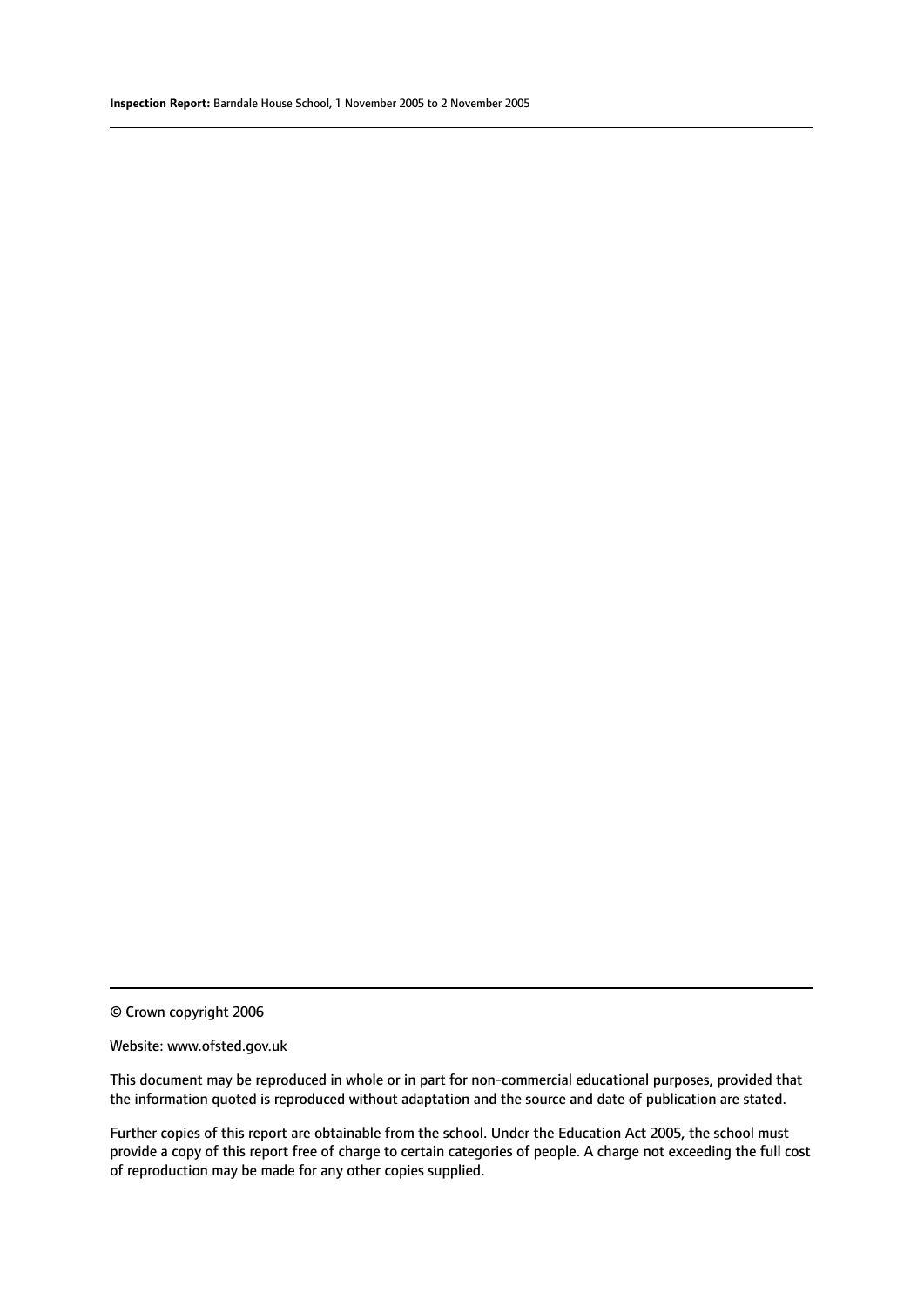© Crown copyright 2006

Website: www.ofsted.gov.uk

This document may be reproduced in whole or in part for non-commercial educational purposes, provided that the information quoted is reproduced without adaptation and the source and date of publication are stated.

Further copies of this report are obtainable from the school. Under the Education Act 2005, the school must provide a copy of this report free of charge to certain categories of people. A charge not exceeding the full cost of reproduction may be made for any other copies supplied.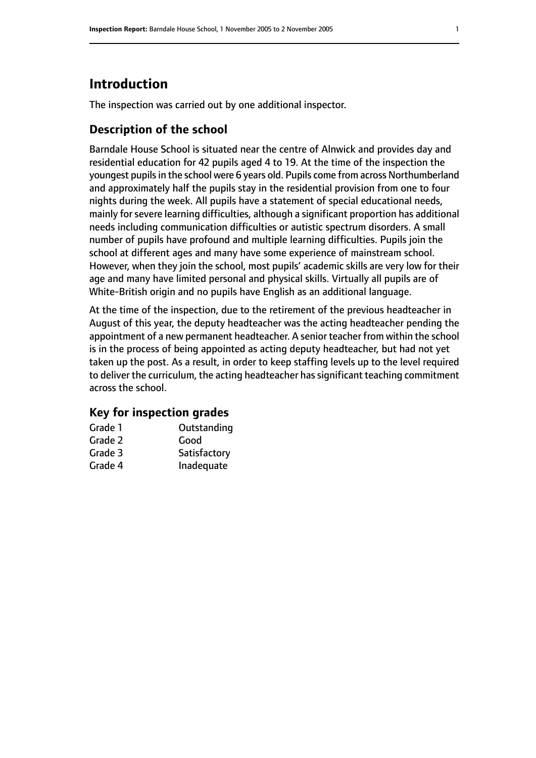# Introduction

The inspection was carried out by one additional inspector.

## Description of the school

Barndale House School is situated near the centre of Alnwick and provides day and residential education for 42 pupils aged 4 to 19. At the time of the inspection the youngest pupils in the school were 6 years old. Pupils come from across Northumberland and approximately half the pupils stay in the residential provision from one to four nights during the week. All pupils have a statement of special educational needs, mainly for severe learning difficulties, although a significant proportion has additional needs including communication difficulties or autistic spectrum disorders. A small number of pupils have profound and multiple learning difficulties. Pupils join the school at different ages and many have some experience of mainstream school. However, when they join the school, most pupils' academic skills are very low for their age and many have limited personal and physical skills. Virtually all pupils are of White-British origin and no pupils have English as an additional language.

At the time of the inspection, due to the retirement of the previous headteacher in August of this year, the deputy headteacher was the acting headteacher pending the appointment of a new permanent headteacher. A senior teacher from within the school is in the process of being appointed as acting deputy headteacher, but had not yet taken up the post. As a result, in order to keep staffing levels up to the level required to deliver the curriculum, the acting headteacher has significant teaching commitment across the school.

## Key for inspection grades

| | |
|---|---|
| Grade 1 | Outstanding |
| Grade 2 | Good |
| Grade 3 | Satisfactory |
| Grade 4 | Inadequate |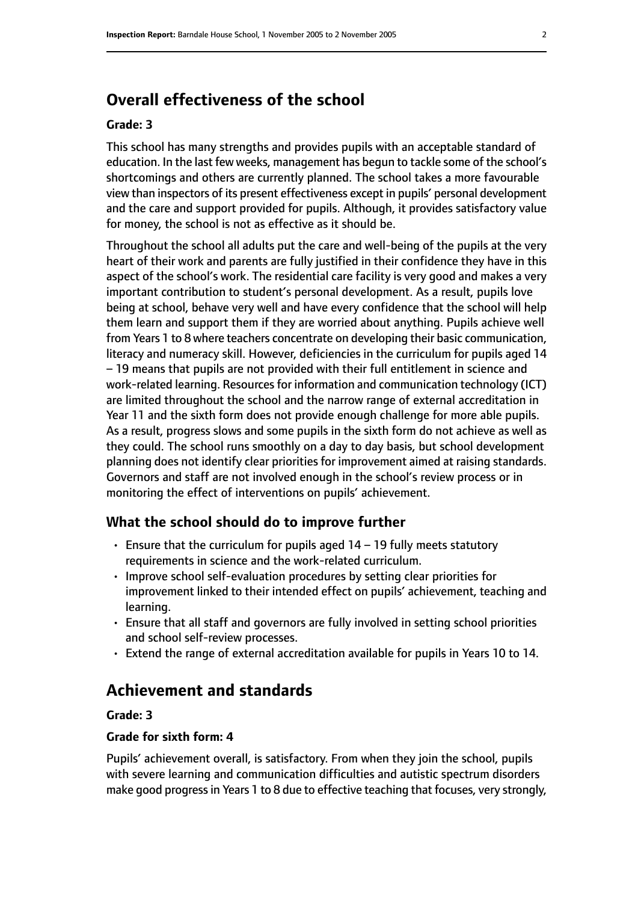## Overall effectiveness of the school

### Grade: 3

This school has many strengths and provides pupils with an acceptable standard of education. In the last few weeks, management has begun to tackle some of the school's shortcomings and others are currently planned. The school takes a more favourable view than inspectors of its present effectiveness except in pupils' personal development and the care and support provided for pupils. Although, it provides satisfactory value for money, the school is not as effective as it should be.

Throughout the school all adults put the care and well-being of the pupils at the very heart of their work and parents are fully justified in their confidence they have in this aspect of the school's work. The residential care facility is very good and makes a very important contribution to student's personal development. As a result, pupils love being at school, behave very well and have every confidence that the school will help them learn and support them if they are worried about anything. Pupils achieve well from Years 1 to 8 where teachers concentrate on developing their basic communication, literacy and numeracy skill. However, deficiencies in the curriculum for pupils aged 14 – 19 means that pupils are not provided with their full entitlement in science and work-related learning. Resources for information and communication technology (ICT) are limited throughout the school and the narrow range of external accreditation in Year 11 and the sixth form does not provide enough challenge for more able pupils. As a result, progress slows and some pupils in the sixth form do not achieve as well as they could. The school runs smoothly on a day to day basis, but school development planning does not identify clear priorities for improvement aimed at raising standards. Governors and staff are not involved enough in the school's review process or in monitoring the effect of interventions on pupils' achievement.

### What the school should do to improve further

- Ensure that the curriculum for pupils aged 14 – 19 fully meets statutory requirements in science and the work-related curriculum.
- Improve school self-evaluation procedures by setting clear priorities for improvement linked to their intended effect on pupils' achievement, teaching and learning.
- Ensure that all staff and governors are fully involved in setting school priorities and school self-review processes.
- Extend the range of external accreditation available for pupils in Years 10 to 14.

## Achievement and standards

### Grade: 3

### Grade for sixth form: 4

Pupils' achievement overall, is satisfactory. From when they join the school, pupils with severe learning and communication difficulties and autistic spectrum disorders make good progress in Years 1 to 8 due to effective teaching that focuses, very strongly,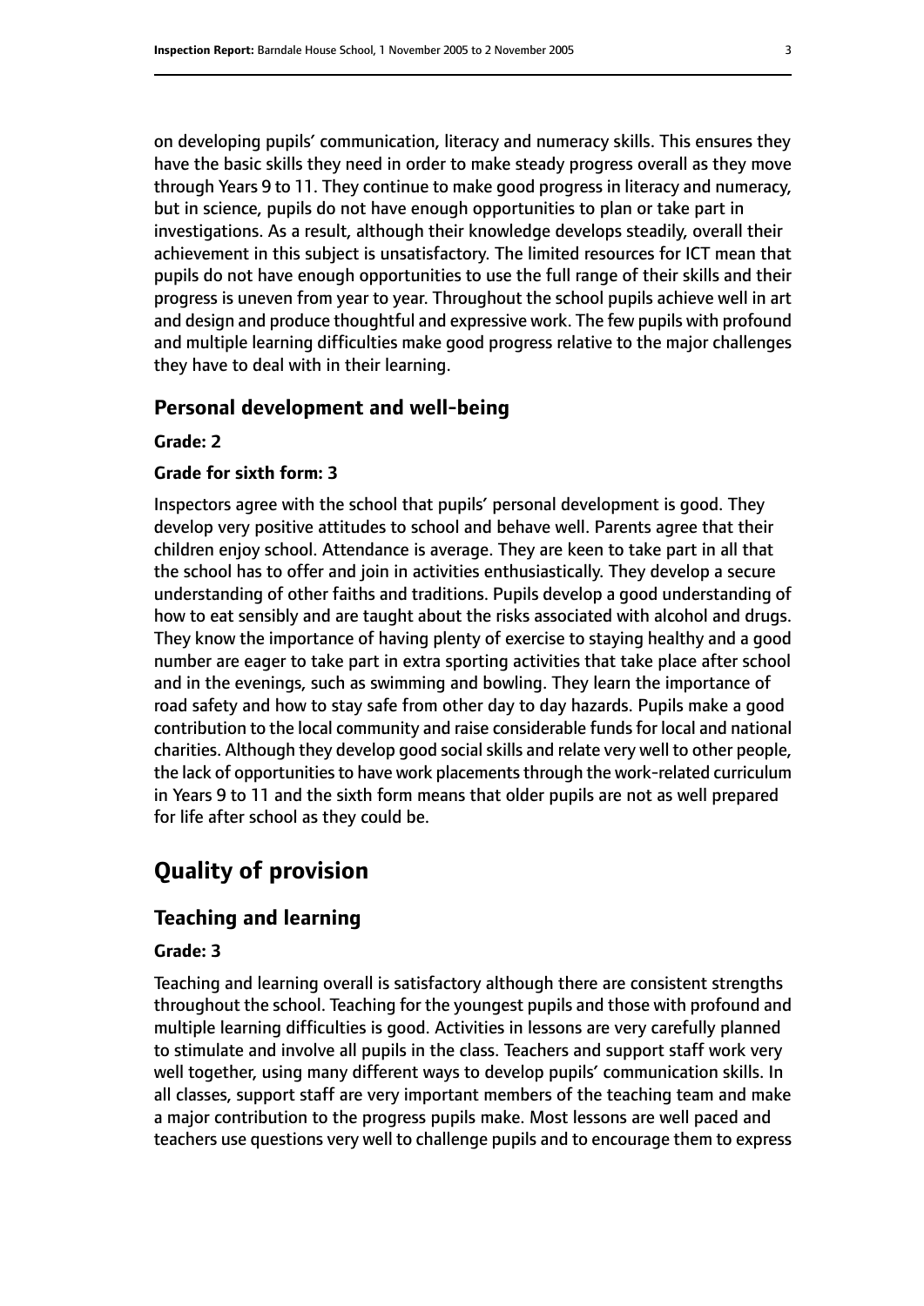on developing pupils' communication, literacy and numeracy skills. This ensures they have the basic skills they need in order to make steady progress overall as they move through Years 9 to 11. They continue to make good progress in literacy and numeracy, but in science, pupils do not have enough opportunities to plan or take part in investigations. As a result, although their knowledge develops steadily, overall their achievement in this subject is unsatisfactory. The limited resources for ICT mean that pupils do not have enough opportunities to use the full range of their skills and their progress is uneven from year to year. Throughout the school pupils achieve well in art and design and produce thoughtful and expressive work. The few pupils with profound and multiple learning difficulties make good progress relative to the major challenges they have to deal with in their learning.

### Personal development and well-being

**Grade: 2**

**Grade for sixth form: 3**

Inspectors agree with the school that pupils' personal development is good. They develop very positive attitudes to school and behave well. Parents agree that their children enjoy school. Attendance is average. They are keen to take part in all that the school has to offer and join in activities enthusiastically. They develop a secure understanding of other faiths and traditions. Pupils develop a good understanding of how to eat sensibly and are taught about the risks associated with alcohol and drugs. They know the importance of having plenty of exercise to staying healthy and a good number are eager to take part in extra sporting activities that take place after school and in the evenings, such as swimming and bowling. They learn the importance of road safety and how to stay safe from other day to day hazards. Pupils make a good contribution to the local community and raise considerable funds for local and national charities. Although they develop good social skills and relate very well to other people, the lack of opportunities to have work placements through the work-related curriculum in Years 9 to 11 and the sixth form means that older pupils are not as well prepared for life after school as they could be.

## Quality of provision

### Teaching and learning

**Grade: 3**

Teaching and learning overall is satisfactory although there are consistent strengths throughout the school. Teaching for the youngest pupils and those with profound and multiple learning difficulties is good. Activities in lessons are very carefully planned to stimulate and involve all pupils in the class. Teachers and support staff work very well together, using many different ways to develop pupils' communication skills. In all classes, support staff are very important members of the teaching team and make a major contribution to the progress pupils make. Most lessons are well paced and teachers use questions very well to challenge pupils and to encourage them to express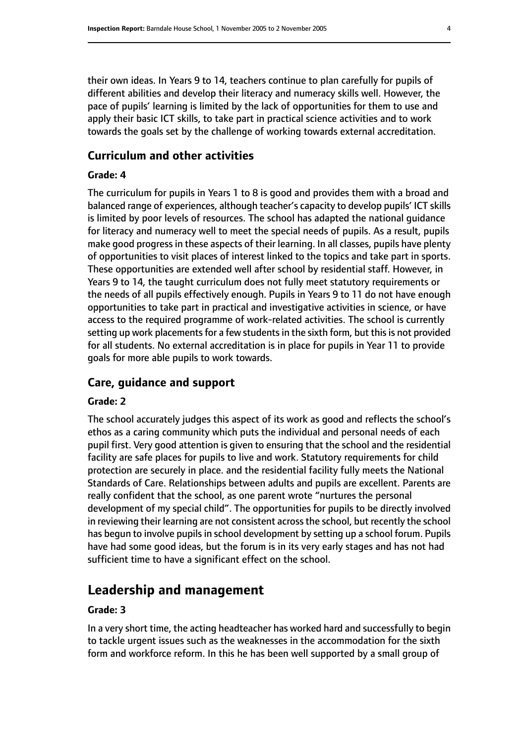their own ideas. In Years 9 to 14, teachers continue to plan carefully for pupils of different abilities and develop their literacy and numeracy skills well. However, the pace of pupils' learning is limited by the lack of opportunities for them to use and apply their basic ICT skills, to take part in practical science activities and to work towards the goals set by the challenge of working towards external accreditation.

### Curriculum and other activities

#### Grade: 4

The curriculum for pupils in Years 1 to 8 is good and provides them with a broad and balanced range of experiences, although teacher's capacity to develop pupils' ICT skills is limited by poor levels of resources. The school has adapted the national guidance for literacy and numeracy well to meet the special needs of pupils. As a result, pupils make good progress in these aspects of their learning. In all classes, pupils have plenty of opportunities to visit places of interest linked to the topics and take part in sports. These opportunities are extended well after school by residential staff. However, in Years 9 to 14, the taught curriculum does not fully meet statutory requirements or the needs of all pupils effectively enough. Pupils in Years 9 to 11 do not have enough opportunities to take part in practical and investigative activities in science, or have access to the required programme of work-related activities. The school is currently setting up work placements for a few students in the sixth form, but this is not provided for all students. No external accreditation is in place for pupils in Year 11 to provide goals for more able pupils to work towards.

### Care, guidance and support

#### Grade: 2

The school accurately judges this aspect of its work as good and reflects the school's ethos as a caring community which puts the individual and personal needs of each pupil first. Very good attention is given to ensuring that the school and the residential facility are safe places for pupils to live and work. Statutory requirements for child protection are securely in place. and the residential facility fully meets the National Standards of Care. Relationships between adults and pupils are excellent. Parents are really confident that the school, as one parent wrote "nurtures the personal development of my special child". The opportunities for pupils to be directly involved in reviewing their learning are not consistent across the school, but recently the school has begun to involve pupils in school development by setting up a school forum. Pupils have had some good ideas, but the forum is in its very early stages and has not had sufficient time to have a significant effect on the school.

## Leadership and management

#### Grade: 3

In a very short time, the acting headteacher has worked hard and successfully to begin to tackle urgent issues such as the weaknesses in the accommodation for the sixth form and workforce reform. In this he has been well supported by a small group of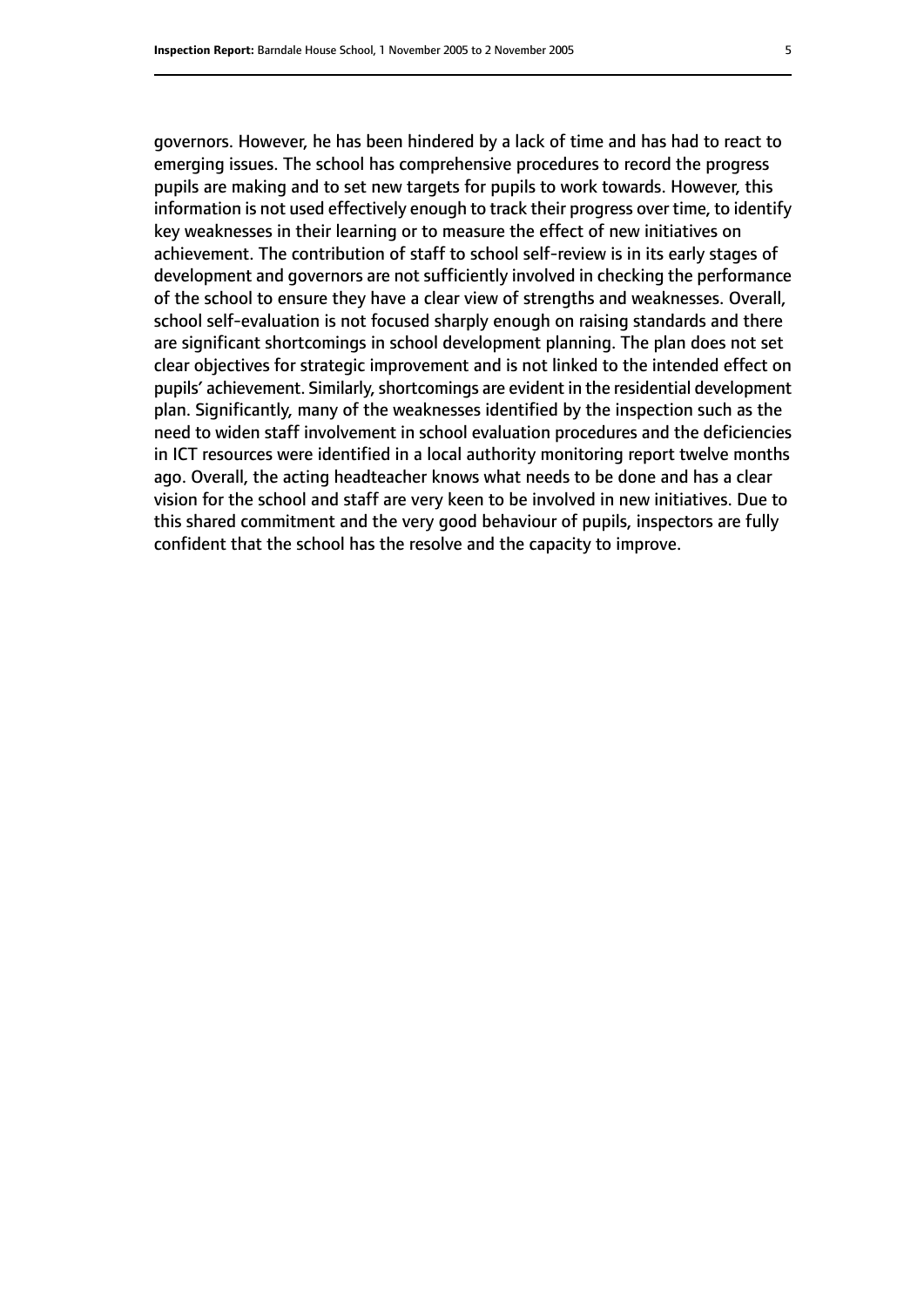governors. However, he has been hindered by a lack of time and has had to react to emerging issues. The school has comprehensive procedures to record the progress pupils are making and to set new targets for pupils to work towards. However, this information is not used effectively enough to track their progress over time, to identify key weaknesses in their learning or to measure the effect of new initiatives on achievement. The contribution of staff to school self-review is in its early stages of development and governors are not sufficiently involved in checking the performance of the school to ensure they have a clear view of strengths and weaknesses. Overall, school self-evaluation is not focused sharply enough on raising standards and there are significant shortcomings in school development planning. The plan does not set clear objectives for strategic improvement and is not linked to the intended effect on pupils' achievement. Similarly, shortcomings are evident in the residential development plan. Significantly, many of the weaknesses identified by the inspection such as the need to widen staff involvement in school evaluation procedures and the deficiencies in ICT resources were identified in a local authority monitoring report twelve months ago. Overall, the acting headteacher knows what needs to be done and has a clear vision for the school and staff are very keen to be involved in new initiatives. Due to this shared commitment and the very good behaviour of pupils, inspectors are fully confident that the school has the resolve and the capacity to improve.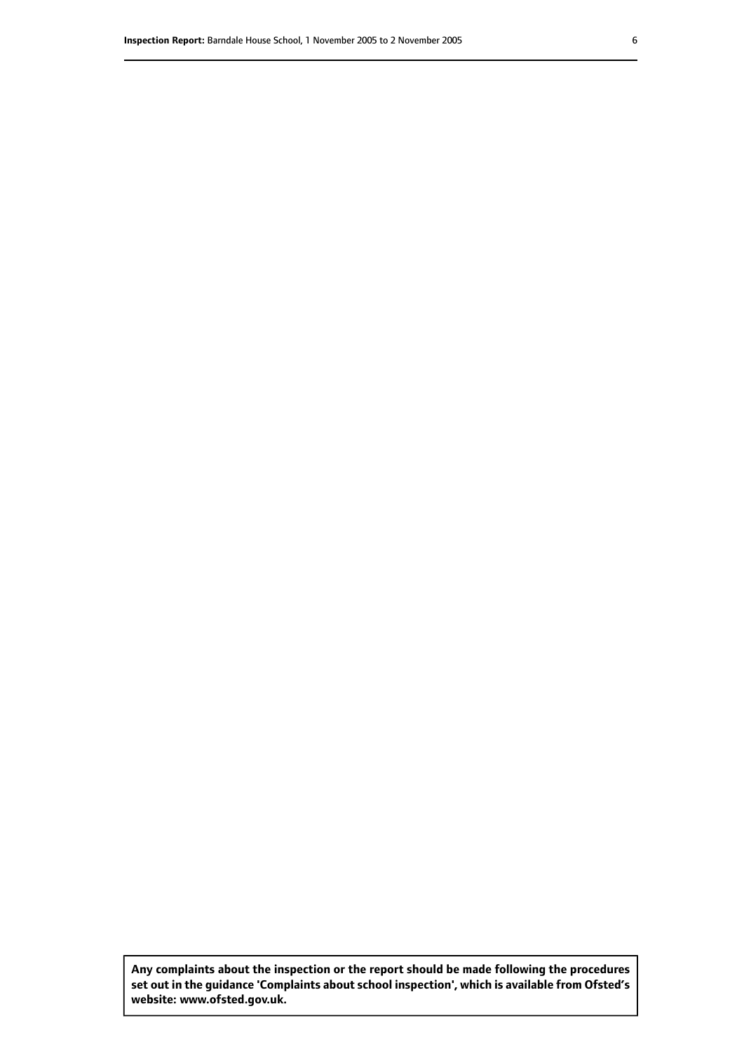**Any complaints about the inspection or the report should be made following the procedures set out in the guidance 'Complaints about school inspection', which is available from Ofsted's website: www.ofsted.gov.uk.**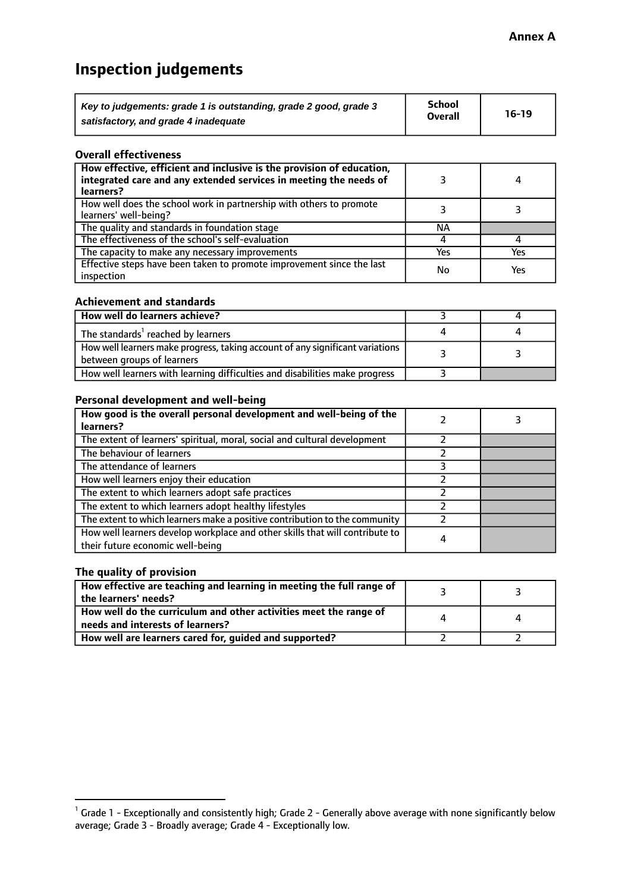**Annex A**

# Inspection judgements

| *Key to judgements: grade 1 is outstanding, grade 2 good, grade 3 satisfactory, and grade 4 inadequate* | School Overall | 16-19 |
|---|---|---|

### Overall effectiveness

| | | |
|---|---|---|
| **How effective, efficient and inclusive is the provision of education, integrated care and any extended services in meeting the needs of learners?** | 3 | 4 |
| How well does the school work in partnership with others to promote learners' well-being? | 3 | 3 |
| The quality and standards in foundation stage | NA | |
| The effectiveness of the school's self-evaluation | 4 | 4 |
| The capacity to make any necessary improvements | Yes | Yes |
| Effective steps have been taken to promote improvement since the last inspection | No | Yes |

### Achievement and standards

| | | |
|---|---|---|
| **How well do learners achieve?** | 3 | 4 |
| The standards[1] reached by learners | 4 | 4 |
| How well learners make progress, taking account of any significant variations between groups of learners | 3 | 3 |
| How well learners with learning difficulties and disabilities make progress | 3 | |

### Personal development and well-being

| | | |
|---|---|---|
| **How good is the overall personal development and well-being of the learners?** | 2 | 3 |
| The extent of learners' spiritual, moral, social and cultural development | 2 | |
| The behaviour of learners | 2 | |
| The attendance of learners | 3 | |
| How well learners enjoy their education | 2 | |
| The extent to which learners adopt safe practices | 2 | |
| The extent to which learners adopt healthy lifestyles | 2 | |
| The extent to which learners make a positive contribution to the community | 2 | |
| How well learners develop workplace and other skills that will contribute to their future economic well-being | 4 | |

### The quality of provision

| | | |
|---|---|---|
| **How effective are teaching and learning in meeting the full range of the learners' needs?** | 3 | 3 |
| **How well do the curriculum and other activities meet the range of needs and interests of learners?** | 4 | 4 |
| **How well are learners cared for, guided and supported?** | 2 | 2 |

[1] Grade 1 - Exceptionally and consistently high; Grade 2 - Generally above average with none significantly below average; Grade 3 - Broadly average; Grade 4 - Exceptionally low.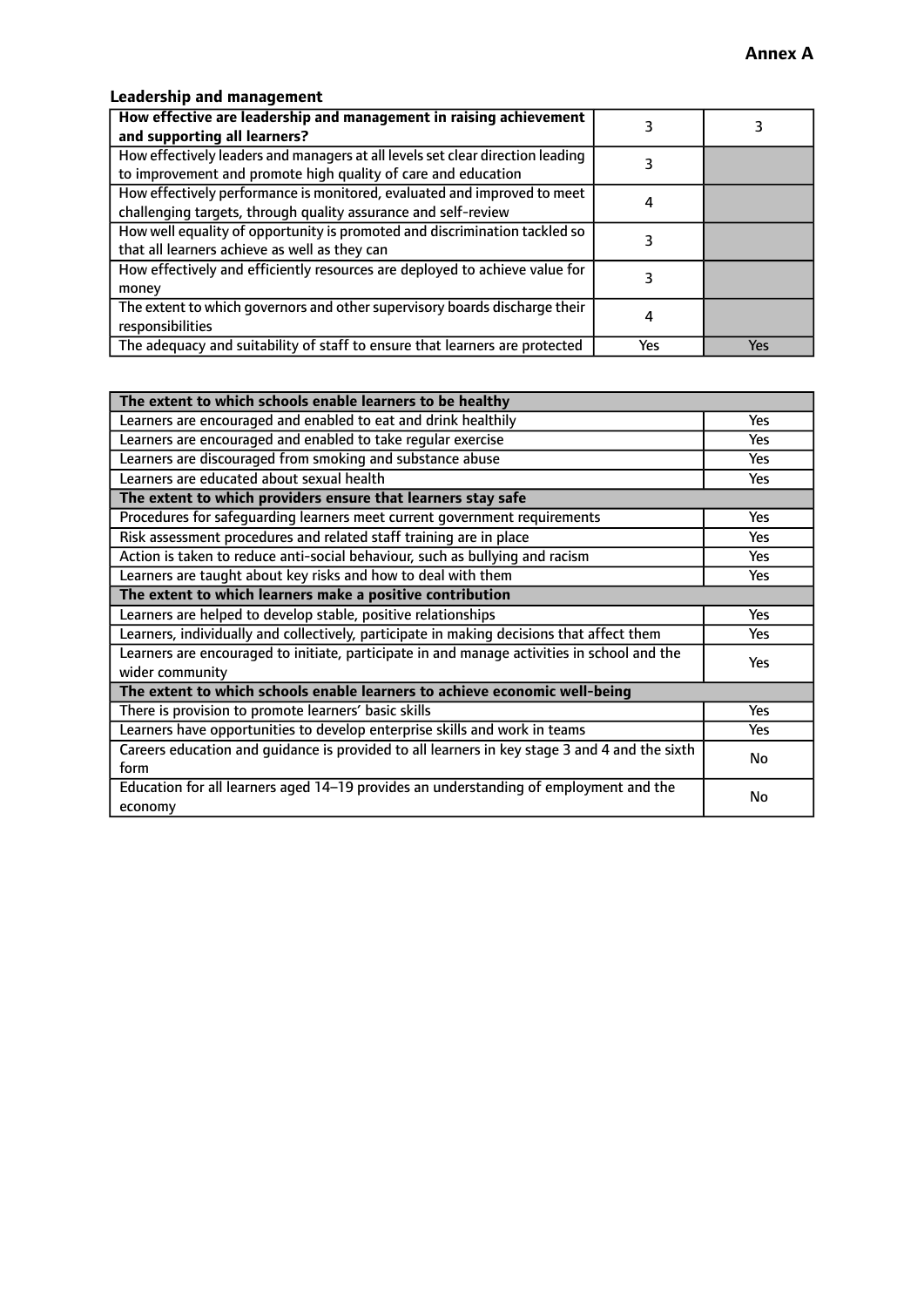**Annex A**

### Leadership and management

| **How effective are leadership and management in raising achievement and supporting all learners?** | 3 | 3 |
|---|---|---|
| How effectively leaders and managers at all levels set clear direction leading to improvement and promote high quality of care and education | 3 | |
| How effectively performance is monitored, evaluated and improved to meet challenging targets, through quality assurance and self-review | 4 | |
| How well equality of opportunity is promoted and discrimination tackled so that all learners achieve as well as they can | 3 | |
| How effectively and efficiently resources are deployed to achieve value for money | 3 | |
| The extent to which governors and other supervisory boards discharge their responsibilities | 4 | |
| The adequacy and suitability of staff to ensure that learners are protected | Yes | Yes |

| **The extent to which schools enable learners to be healthy** | |
|---|---|
| Learners are encouraged and enabled to eat and drink healthily | Yes |
| Learners are encouraged and enabled to take regular exercise | Yes |
| Learners are discouraged from smoking and substance abuse | Yes |
| Learners are educated about sexual health | Yes |
| **The extent to which providers ensure that learners stay safe** | |
| Procedures for safeguarding learners meet current government requirements | Yes |
| Risk assessment procedures and related staff training are in place | Yes |
| Action is taken to reduce anti-social behaviour, such as bullying and racism | Yes |
| Learners are taught about key risks and how to deal with them | Yes |
| **The extent to which learners make a positive contribution** | |
| Learners are helped to develop stable, positive relationships | Yes |
| Learners, individually and collectively, participate in making decisions that affect them | Yes |
| Learners are encouraged to initiate, participate in and manage activities in school and the wider community | Yes |
| **The extent to which schools enable learners to achieve economic well-being** | |
| There is provision to promote learners' basic skills | Yes |
| Learners have opportunities to develop enterprise skills and work in teams | Yes |
| Careers education and guidance is provided to all learners in key stage 3 and 4 and the sixth form | No |
| Education for all learners aged 14–19 provides an understanding of employment and the economy | No |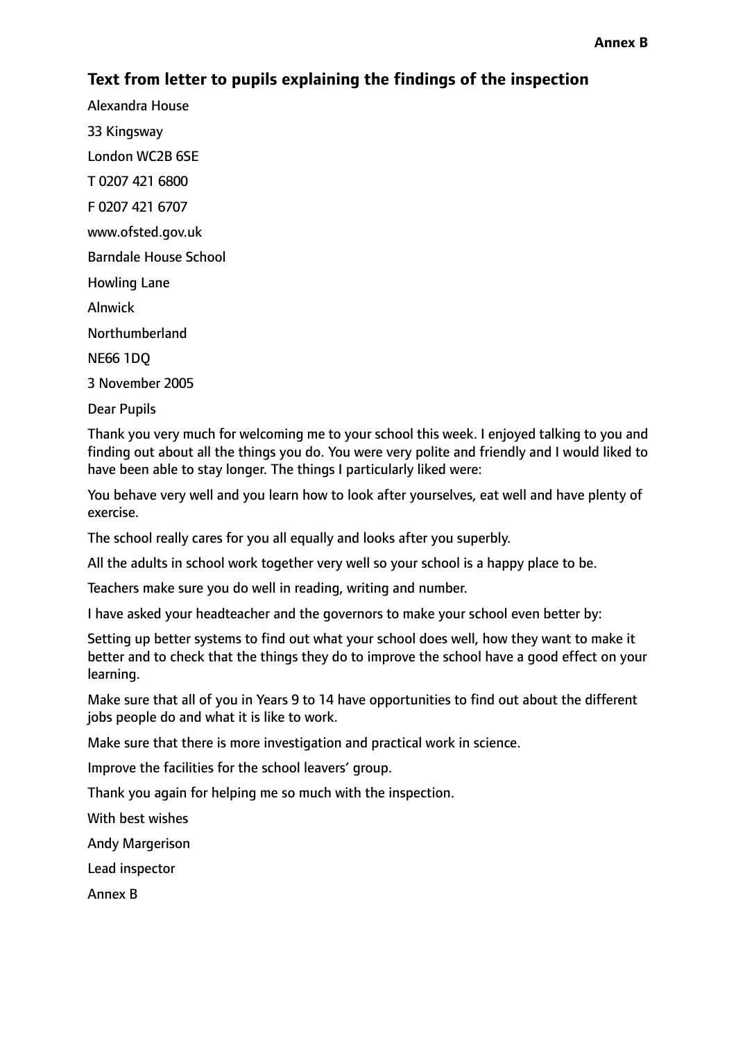## Text from letter to pupils explaining the findings of the inspection

Alexandra House

33 Kingsway

London WC2B 6SE

T 0207 421 6800

F 0207 421 6707

www.ofsted.gov.uk

Barndale House School

Howling Lane

Alnwick

Northumberland

NE66 1DQ

3 November 2005

Dear Pupils

Thank you very much for welcoming me to your school this week. I enjoyed talking to you and finding out about all the things you do. You were very polite and friendly and I would liked to have been able to stay longer. The things I particularly liked were:

You behave very well and you learn how to look after yourselves, eat well and have plenty of exercise.

The school really cares for you all equally and looks after you superbly.

All the adults in school work together very well so your school is a happy place to be.

Teachers make sure you do well in reading, writing and number.

I have asked your headteacher and the governors to make your school even better by:

Setting up better systems to find out what your school does well, how they want to make it better and to check that the things they do to improve the school have a good effect on your learning.

Make sure that all of you in Years 9 to 14 have opportunities to find out about the different jobs people do and what it is like to work.

Make sure that there is more investigation and practical work in science.

Improve the facilities for the school leavers' group.

Thank you again for helping me so much with the inspection.

With best wishes

Andy Margerison

Lead inspector

Annex B